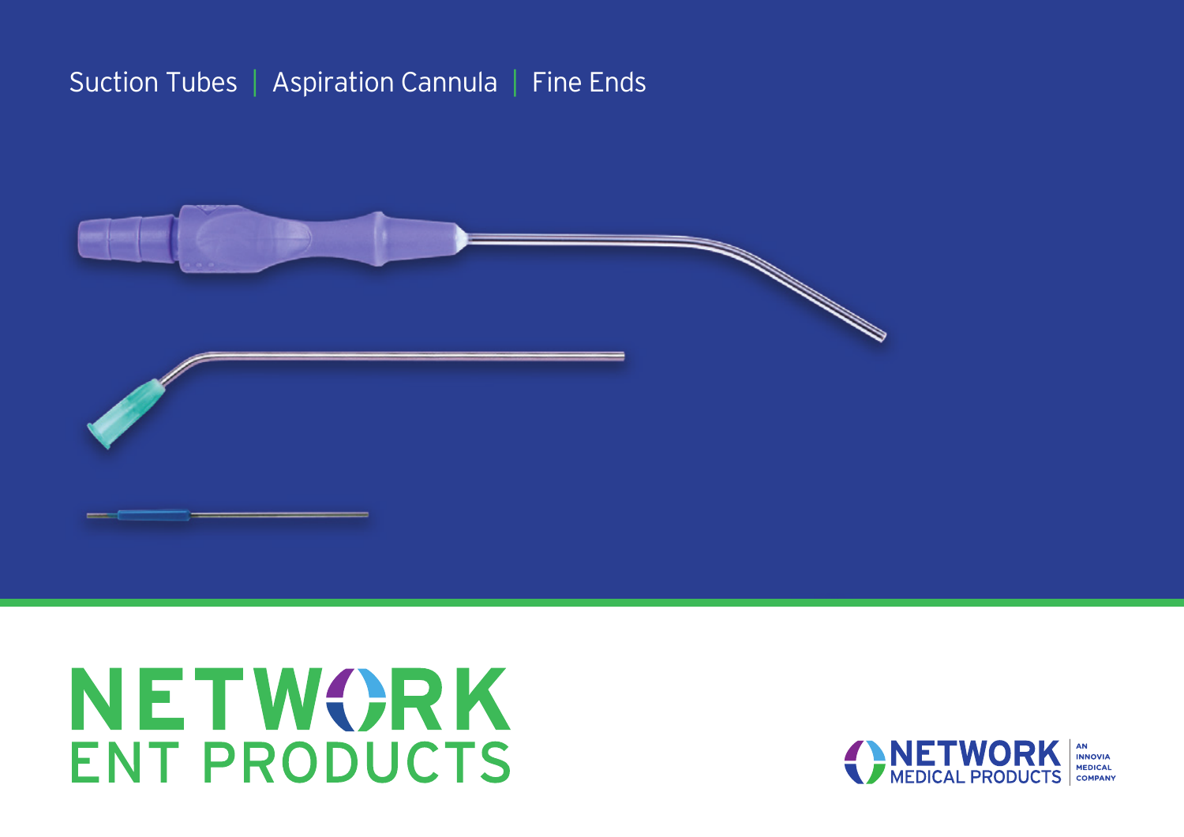Suction Tubes | Aspiration Cannula | Fine Ends

# NETWORK
# ENT PRODUCTS

NETWORK MEDICAL PRODUCTS

AN INNOVIA MEDICAL COMPANY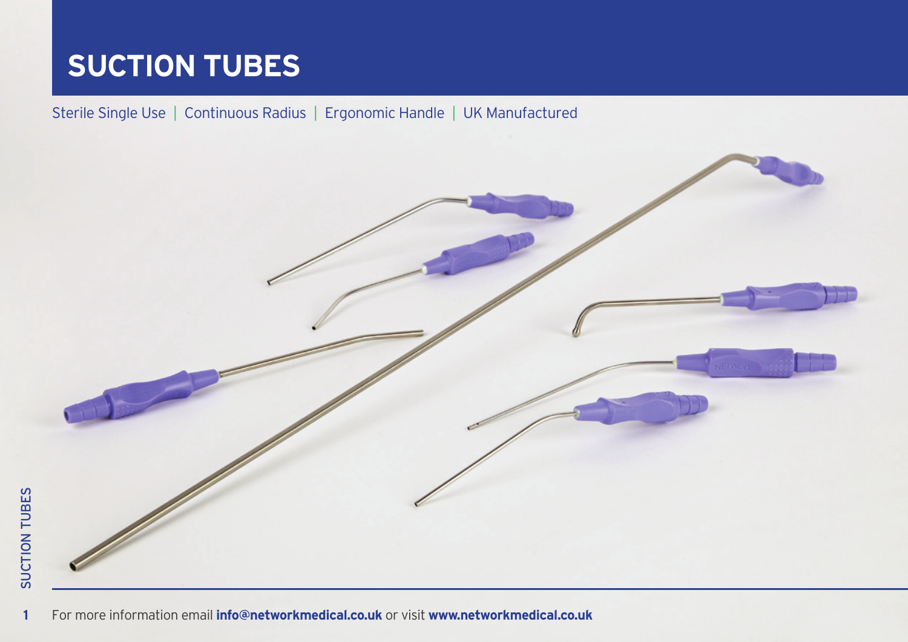# SUCTION TUBES

Sterile Single Use | Continuous Radius | Ergonomic Handle | UK Manufactured

For more information email **info@networkmedical.co.uk** or visit **www.networkmedical.co.uk**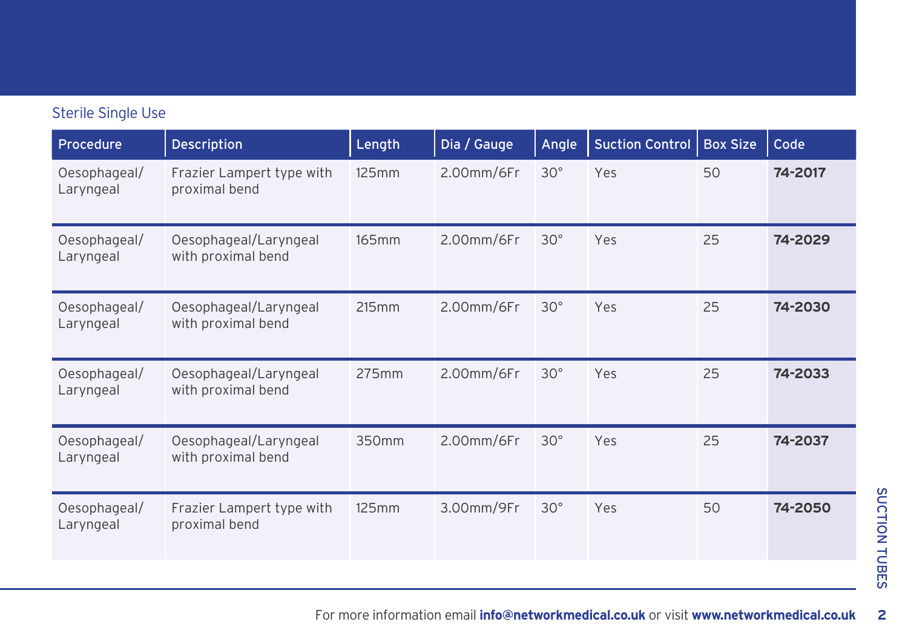## Sterile Single Use

| Procedure | Description | Length | Dia / Gauge | Angle | Suction Control | Box Size | Code |
|---|---|---|---|---|---|---|---|
| Oesophageal/ Laryngeal | Frazier Lampert type with proximal bend | 125mm | 2.00mm/6Fr | 30° | Yes | 50 | **74-2017** |
| Oesophageal/ Laryngeal | Oesophageal/Laryngeal with proximal bend | 165mm | 2.00mm/6Fr | 30° | Yes | 25 | **74-2029** |
| Oesophageal/ Laryngeal | Oesophageal/Laryngeal with proximal bend | 215mm | 2.00mm/6Fr | 30° | Yes | 25 | **74-2030** |
| Oesophageal/ Laryngeal | Oesophageal/Laryngeal with proximal bend | 275mm | 2.00mm/6Fr | 30° | Yes | 25 | **74-2033** |
| Oesophageal/ Laryngeal | Oesophageal/Laryngeal with proximal bend | 350mm | 2.00mm/6Fr | 30° | Yes | 25 | **74-2037** |
| Oesophageal/ Laryngeal | Frazier Lampert type with proximal bend | 125mm | 3.00mm/9Fr | 30° | Yes | 50 | **74-2050** |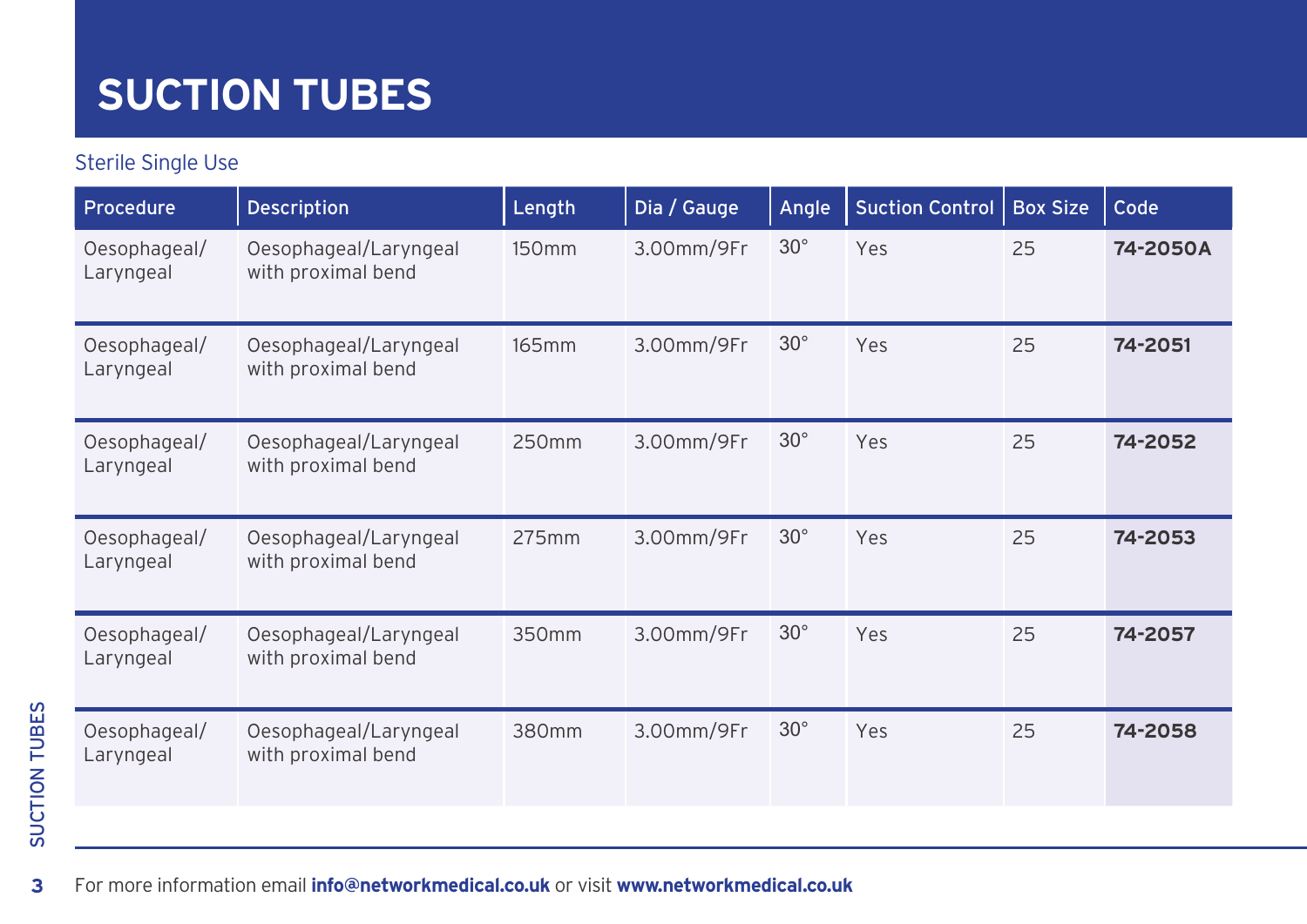# SUCTION TUBES

Sterile Single Use

| Procedure | Description | Length | Dia / Gauge | Angle | Suction Control | Box Size | Code |
|---|---|---|---|---|---|---|---|
| Oesophageal/ Laryngeal | Oesophageal/Laryngeal with proximal bend | 150mm | 3.00mm/9Fr | 30° | Yes | 25 | **74-2050A** |
| Oesophageal/ Laryngeal | Oesophageal/Laryngeal with proximal bend | 165mm | 3.00mm/9Fr | 30° | Yes | 25 | **74-2051** |
| Oesophageal/ Laryngeal | Oesophageal/Laryngeal with proximal bend | 250mm | 3.00mm/9Fr | 30° | Yes | 25 | **74-2052** |
| Oesophageal/ Laryngeal | Oesophageal/Laryngeal with proximal bend | 275mm | 3.00mm/9Fr | 30° | Yes | 25 | **74-2053** |
| Oesophageal/ Laryngeal | Oesophageal/Laryngeal with proximal bend | 350mm | 3.00mm/9Fr | 30° | Yes | 25 | **74-2057** |
| Oesophageal/ Laryngeal | Oesophageal/Laryngeal with proximal bend | 380mm | 3.00mm/9Fr | 30° | Yes | 25 | **74-2058** |

For more information email **info@networkmedical.co.uk** or visit **www.networkmedical.co.uk**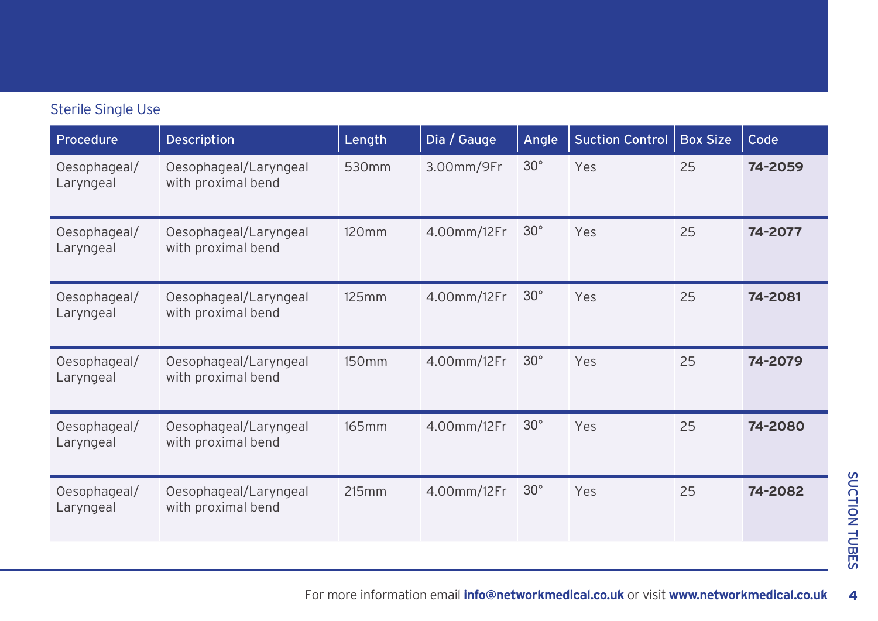Sterile Single Use

| Procedure | Description | Length | Dia / Gauge | Angle | Suction Control | Box Size | Code |
|---|---|---|---|---|---|---|---|
| Oesophageal/ Laryngeal | Oesophageal/Laryngeal with proximal bend | 530mm | 3.00mm/9Fr | 30° | Yes | 25 | **74-2059** |
| Oesophageal/ Laryngeal | Oesophageal/Laryngeal with proximal bend | 120mm | 4.00mm/12Fr | 30° | Yes | 25 | **74-2077** |
| Oesophageal/ Laryngeal | Oesophageal/Laryngeal with proximal bend | 125mm | 4.00mm/12Fr | 30° | Yes | 25 | **74-2081** |
| Oesophageal/ Laryngeal | Oesophageal/Laryngeal with proximal bend | 150mm | 4.00mm/12Fr | 30° | Yes | 25 | **74-2079** |
| Oesophageal/ Laryngeal | Oesophageal/Laryngeal with proximal bend | 165mm | 4.00mm/12Fr | 30° | Yes | 25 | **74-2080** |
| Oesophageal/ Laryngeal | Oesophageal/Laryngeal with proximal bend | 215mm | 4.00mm/12Fr | 30° | Yes | 25 | **74-2082** |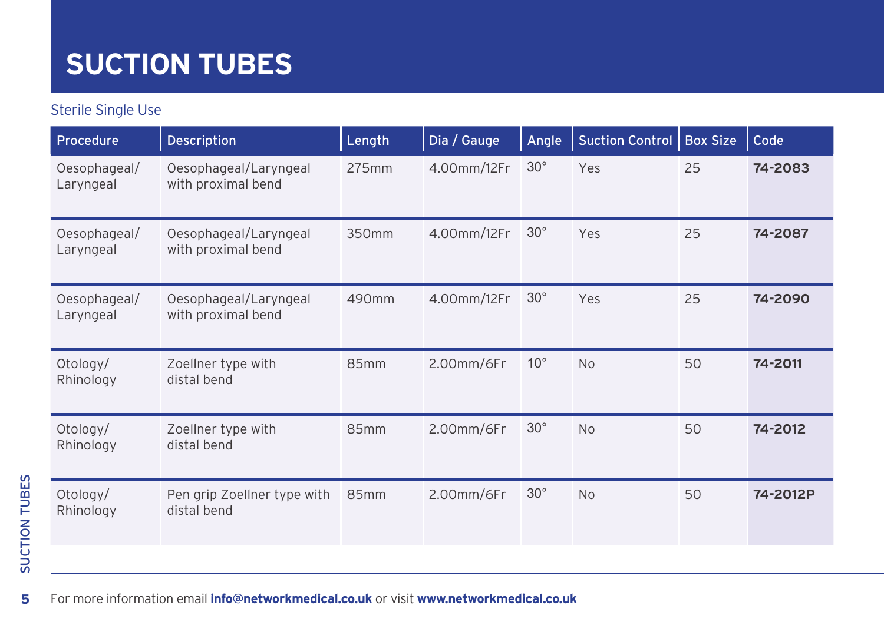# SUCTION TUBES

Sterile Single Use

| Procedure | Description | Length | Dia / Gauge | Angle | Suction Control | Box Size | Code |
|---|---|---|---|---|---|---|---|
| Oesophageal/ Laryngeal | Oesophageal/Laryngeal with proximal bend | 275mm | 4.00mm/12Fr | 30° | Yes | 25 | **74-2083** |
| Oesophageal/ Laryngeal | Oesophageal/Laryngeal with proximal bend | 350mm | 4.00mm/12Fr | 30° | Yes | 25 | **74-2087** |
| Oesophageal/ Laryngeal | Oesophageal/Laryngeal with proximal bend | 490mm | 4.00mm/12Fr | 30° | Yes | 25 | **74-2090** |
| Otology/ Rhinology | Zoellner type with distal bend | 85mm | 2.00mm/6Fr | 10° | No | 50 | **74-2011** |
| Otology/ Rhinology | Zoellner type with distal bend | 85mm | 2.00mm/6Fr | 30° | No | 50 | **74-2012** |
| Otology/ Rhinology | Pen grip Zoellner type with distal bend | 85mm | 2.00mm/6Fr | 30° | No | 50 | **74-2012P** |

For more information email **info@networkmedical.co.uk** or visit **www.networkmedical.co.uk**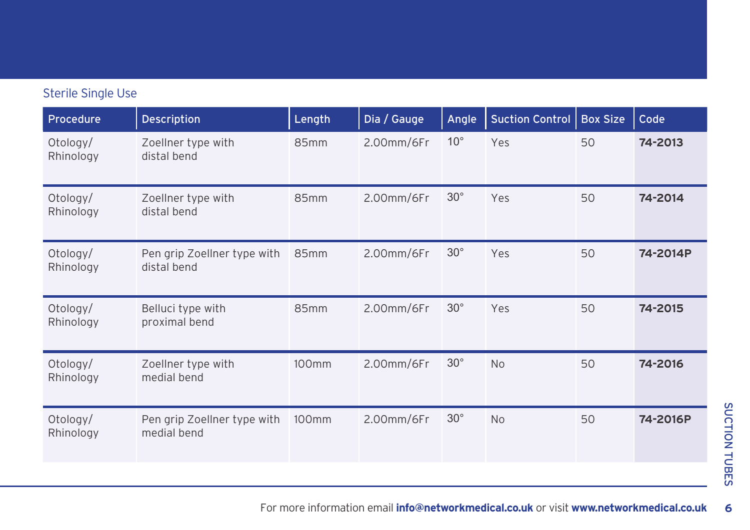Sterile Single Use

| Procedure | Description | Length | Dia / Gauge | Angle | Suction Control | Box Size | Code |
|---|---|---|---|---|---|---|---|
| Otology/ Rhinology | Zoellner type with distal bend | 85mm | 2.00mm/6Fr | 10° | Yes | 50 | **74-2013** |
| Otology/ Rhinology | Zoellner type with distal bend | 85mm | 2.00mm/6Fr | 30° | Yes | 50 | **74-2014** |
| Otology/ Rhinology | Pen grip Zoellner type with distal bend | 85mm | 2.00mm/6Fr | 30° | Yes | 50 | **74-2014P** |
| Otology/ Rhinology | Belluci type with proximal bend | 85mm | 2.00mm/6Fr | 30° | Yes | 50 | **74-2015** |
| Otology/ Rhinology | Zoellner type with medial bend | 100mm | 2.00mm/6Fr | 30° | No | 50 | **74-2016** |
| Otology/ Rhinology | Pen grip Zoellner type with medial bend | 100mm | 2.00mm/6Fr | 30° | No | 50 | **74-2016P** |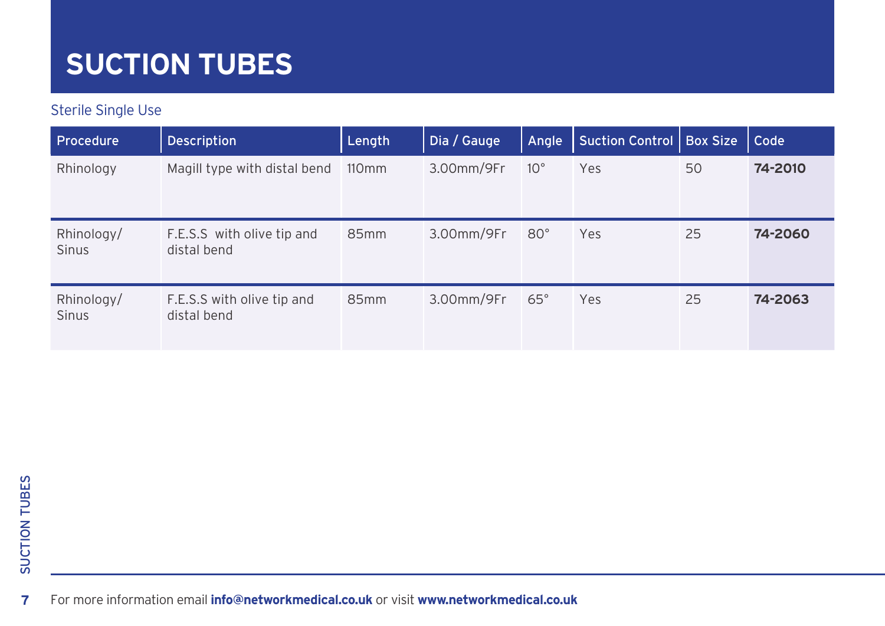# SUCTION TUBES

Sterile Single Use

| Procedure | Description | Length | Dia / Gauge | Angle | Suction Control | Box Size | Code |
|---|---|---|---|---|---|---|---|
| Rhinology | Magill type with distal bend | 110mm | 3.00mm/9Fr | 10° | Yes | 50 | **74-2010** |
| Rhinology/ Sinus | F.E.S.S with olive tip and distal bend | 85mm | 3.00mm/9Fr | 80° | Yes | 25 | **74-2060** |
| Rhinology/ Sinus | F.E.S.S with olive tip and distal bend | 85mm | 3.00mm/9Fr | 65° | Yes | 25 | **74-2063** |

For more information email **info@networkmedical.co.uk** or visit **www.networkmedical.co.uk**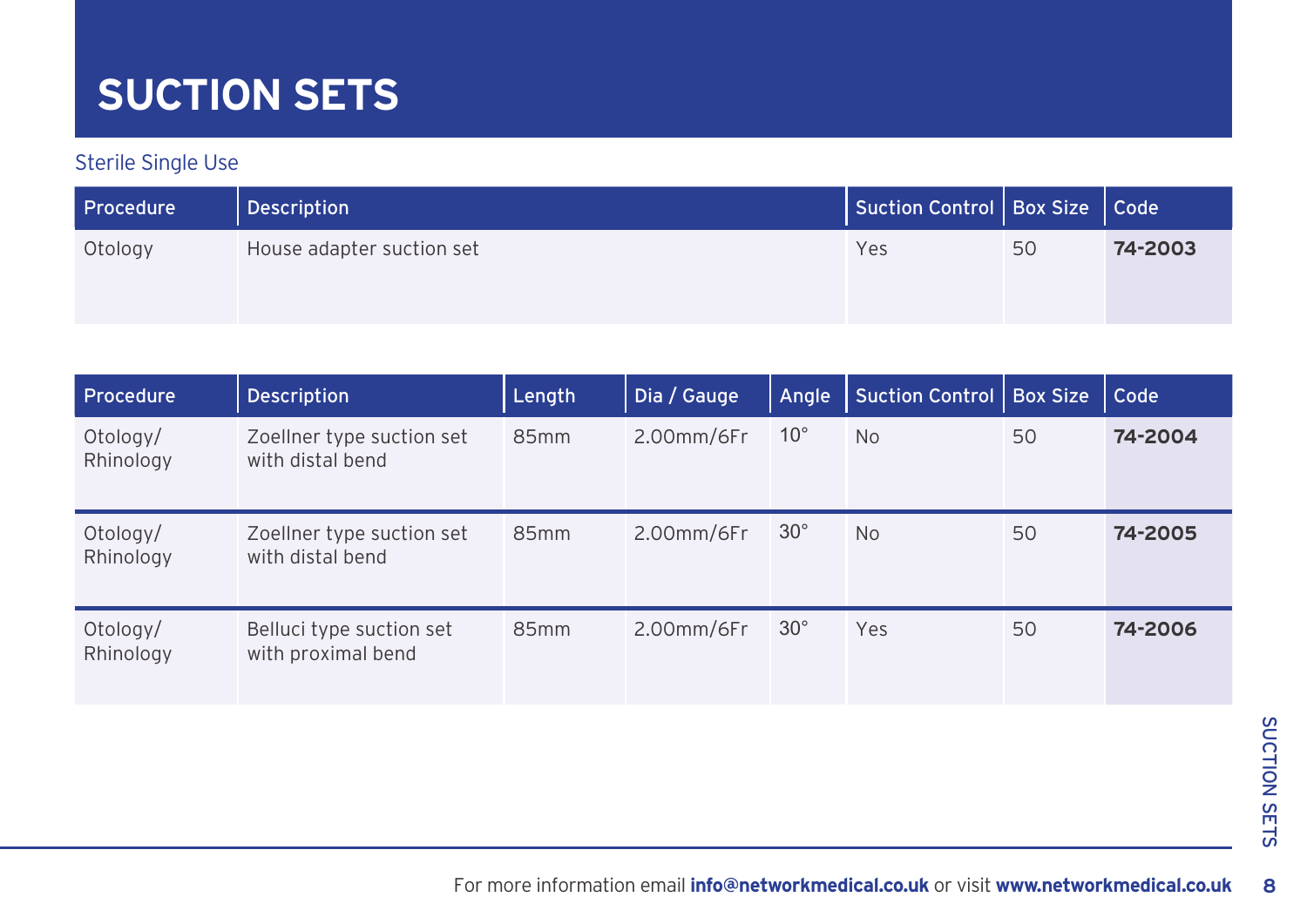# SUCTION SETS

Sterile Single Use

| Procedure | Description | Suction Control | Box Size | Code |
|---|---|---|---|---|
| Otology | House adapter suction set | Yes | 50 | **74-2003** |

| Procedure | Description | Length | Dia / Gauge | Angle | Suction Control | Box Size | Code |
|---|---|---|---|---|---|---|---|
| Otology/ Rhinology | Zoellner type suction set with distal bend | 85mm | 2.00mm/6Fr | 10° | No | 50 | **74-2004** |
| Otology/ Rhinology | Zoellner type suction set with distal bend | 85mm | 2.00mm/6Fr | 30° | No | 50 | **74-2005** |
| Otology/ Rhinology | Belluci type suction set with proximal bend | 85mm | 2.00mm/6Fr | 30° | Yes | 50 | **74-2006** |

For more information email **info@networkmedical.co.uk** or visit **www.networkmedical.co.uk**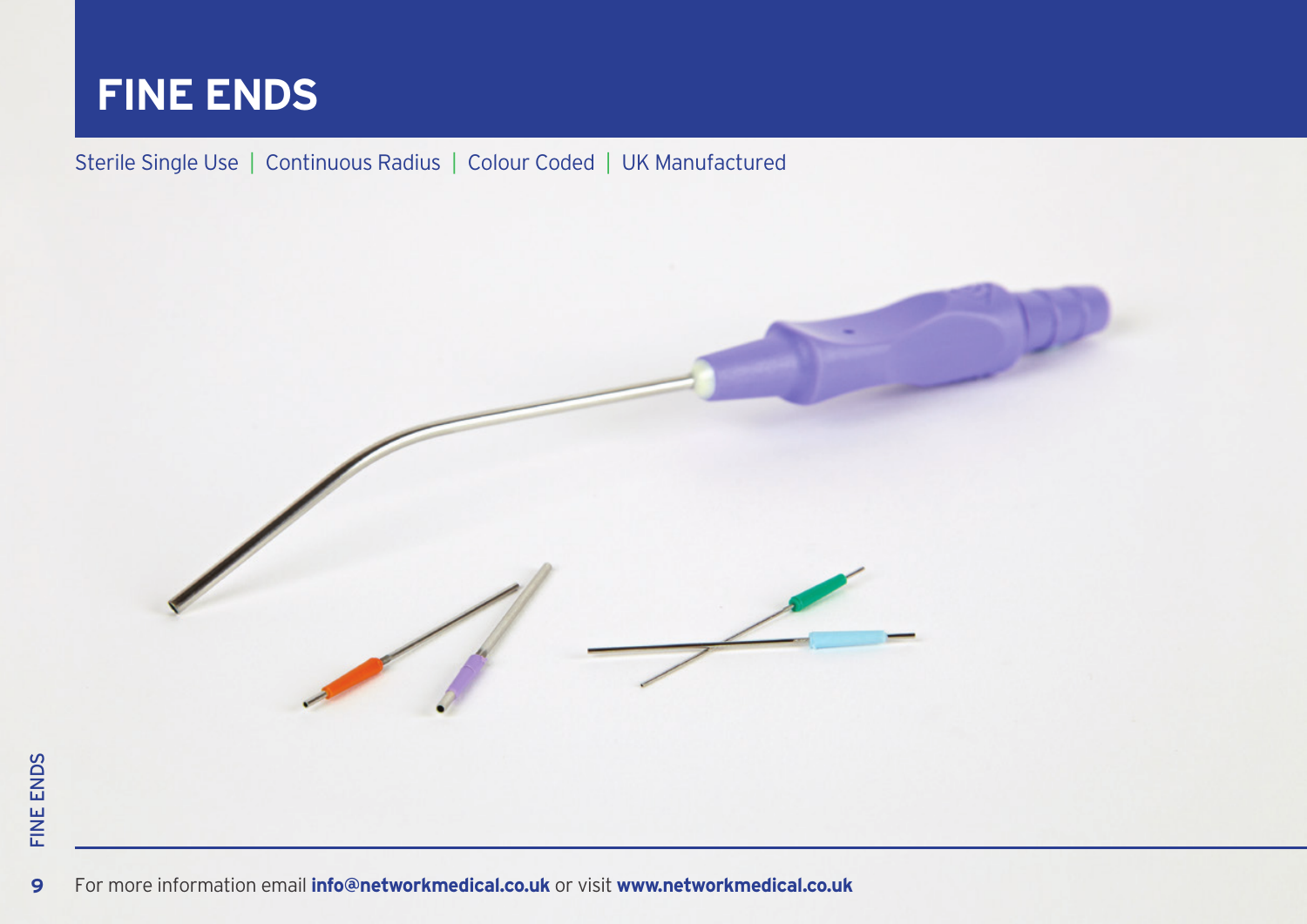# FINE ENDS

Sterile Single Use | Continuous Radius | Colour Coded | UK Manufactured

For more information email **info@networkmedical.co.uk** or visit **www.networkmedical.co.uk**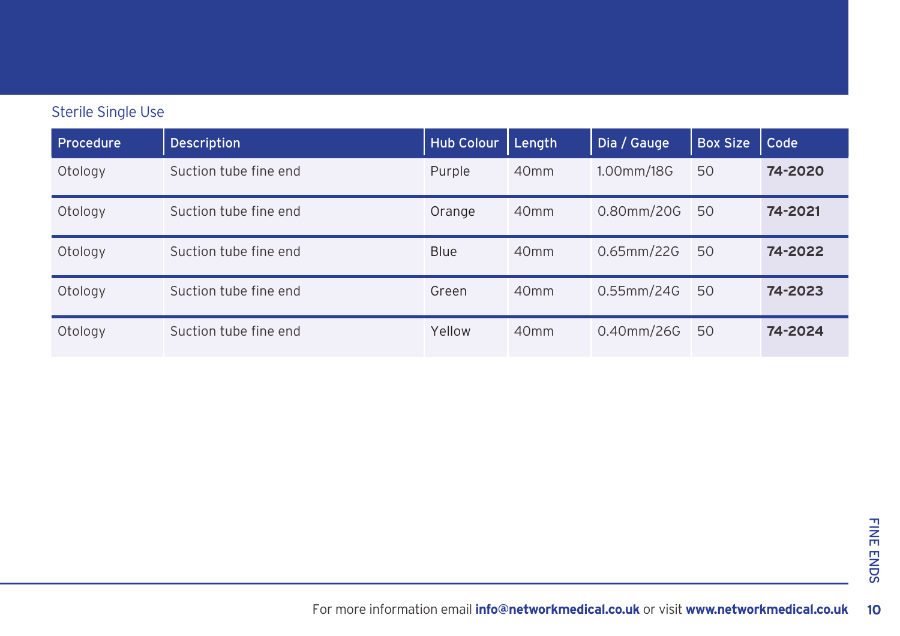Sterile Single Use

| Procedure | Description | Hub Colour | Length | Dia / Gauge | Box Size | Code |
|---|---|---|---|---|---|---|
| Otology | Suction tube fine end | Purple | 40mm | 1.00mm/18G | 50 | **74-2020** |
| Otology | Suction tube fine end | Orange | 40mm | 0.80mm/20G | 50 | **74-2021** |
| Otology | Suction tube fine end | Blue | 40mm | 0.65mm/22G | 50 | **74-2022** |
| Otology | Suction tube fine end | Green | 40mm | 0.55mm/24G | 50 | **74-2023** |
| Otology | Suction tube fine end | Yellow | 40mm | 0.40mm/26G | 50 | **74-2024** |

For more information email **info@networkmedical.co.uk** or visit **www.networkmedical.co.uk**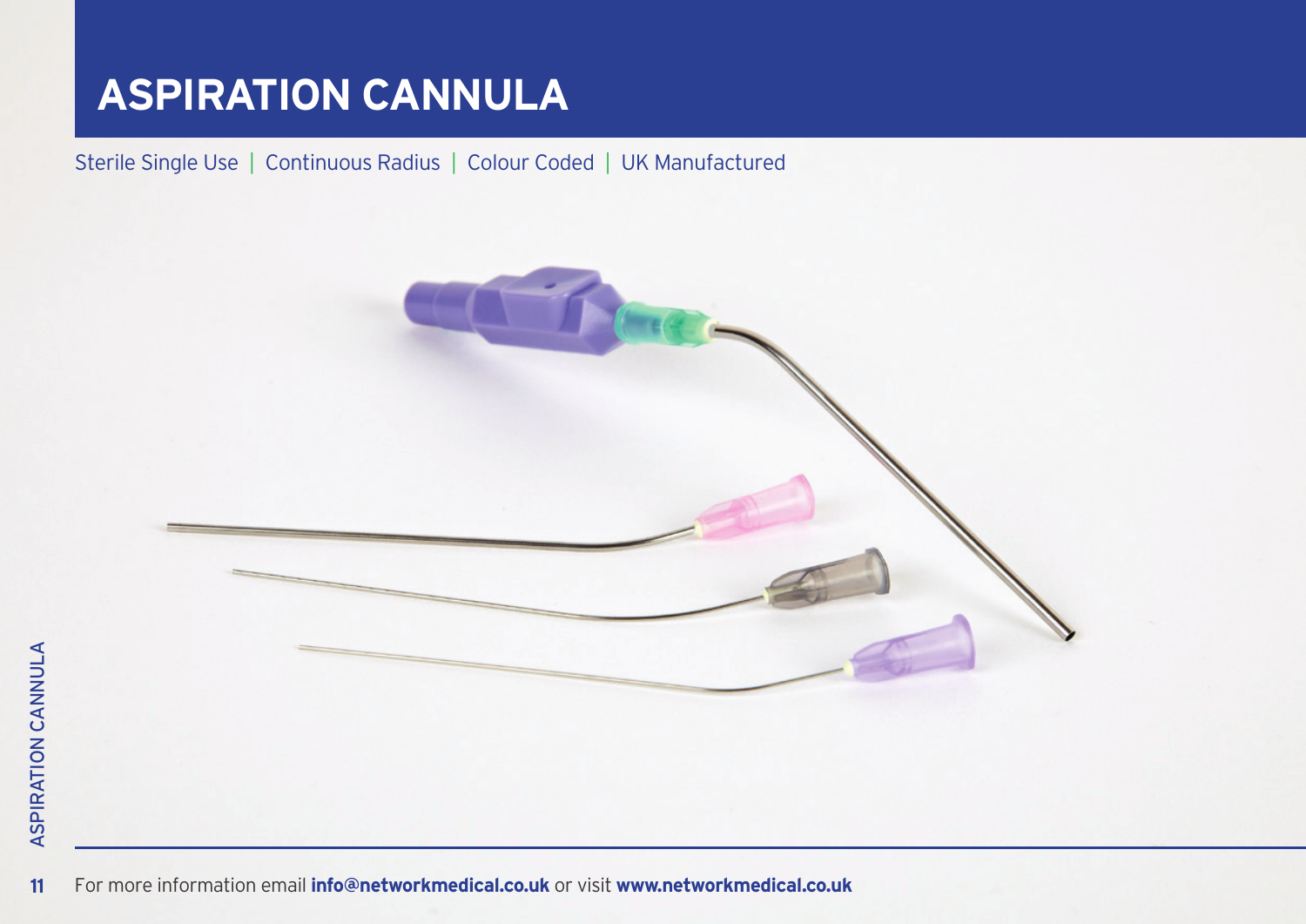# ASPIRATION CANNULA

Sterile Single Use | Continuous Radius | Colour Coded | UK Manufactured

For more information email **info@networkmedical.co.uk** or visit **www.networkmedical.co.uk**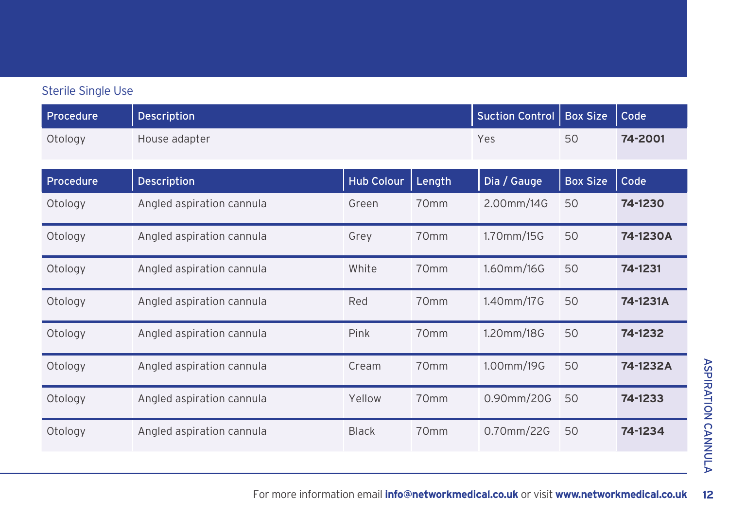Sterile Single Use

| Procedure | Description | Suction Control | Box Size | Code |
|---|---|---|---|---|
| Otology | House adapter | Yes | 50 | **74-2001** |

| Procedure | Description | Hub Colour | Length | Dia / Gauge | Box Size | Code |
|---|---|---|---|---|---|---|
| Otology | Angled aspiration cannula | Green | 70mm | 2.00mm/14G | 50 | **74-1230** |
| Otology | Angled aspiration cannula | Grey | 70mm | 1.70mm/15G | 50 | **74-1230A** |
| Otology | Angled aspiration cannula | White | 70mm | 1.60mm/16G | 50 | **74-1231** |
| Otology | Angled aspiration cannula | Red | 70mm | 1.40mm/17G | 50 | **74-1231A** |
| Otology | Angled aspiration cannula | Pink | 70mm | 1.20mm/18G | 50 | **74-1232** |
| Otology | Angled aspiration cannula | Cream | 70mm | 1.00mm/19G | 50 | **74-1232A** |
| Otology | Angled aspiration cannula | Yellow | 70mm | 0.90mm/20G | 50 | **74-1233** |
| Otology | Angled aspiration cannula | Black | 70mm | 0.70mm/22G | 50 | **74-1234** |

For more information email **info@networkmedical.co.uk** or visit **www.networkmedical.co.uk**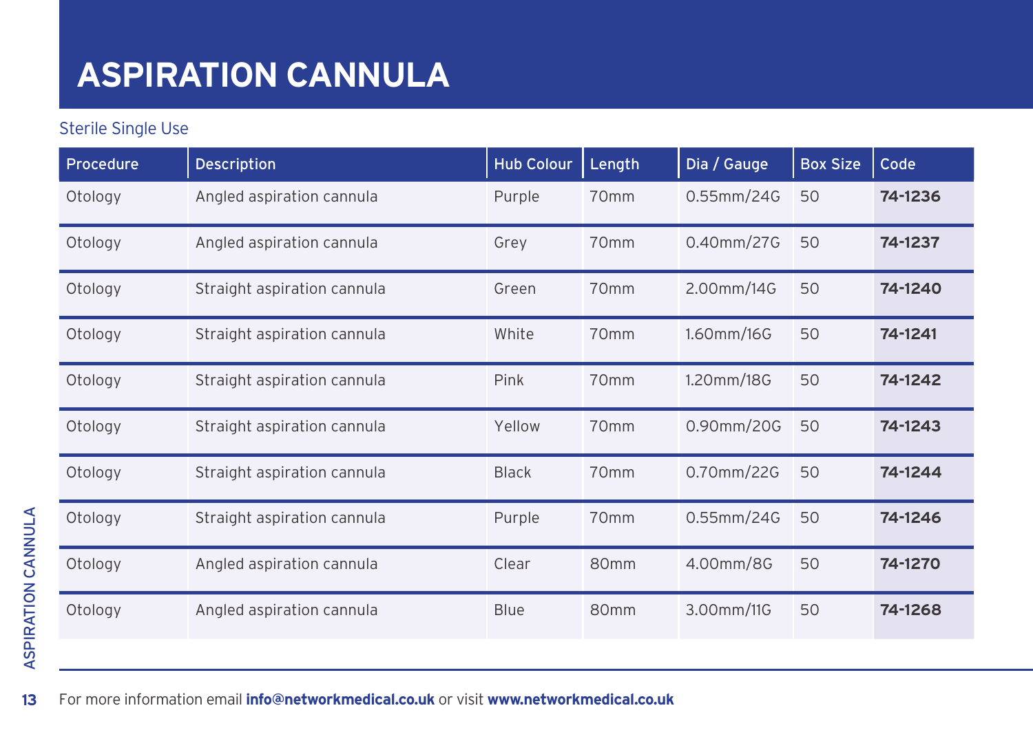# ASPIRATION CANNULA

Sterile Single Use

| Procedure | Description | Hub Colour | Length | Dia / Gauge | Box Size | Code |
|---|---|---|---|---|---|---|
| Otology | Angled aspiration cannula | Purple | 70mm | 0.55mm/24G | 50 | **74-1236** |
| Otology | Angled aspiration cannula | Grey | 70mm | 0.40mm/27G | 50 | **74-1237** |
| Otology | Straight aspiration cannula | Green | 70mm | 2.00mm/14G | 50 | **74-1240** |
| Otology | Straight aspiration cannula | White | 70mm | 1.60mm/16G | 50 | **74-1241** |
| Otology | Straight aspiration cannula | Pink | 70mm | 1.20mm/18G | 50 | **74-1242** |
| Otology | Straight aspiration cannula | Yellow | 70mm | 0.90mm/20G | 50 | **74-1243** |
| Otology | Straight aspiration cannula | Black | 70mm | 0.70mm/22G | 50 | **74-1244** |
| Otology | Straight aspiration cannula | Purple | 70mm | 0.55mm/24G | 50 | **74-1246** |
| Otology | Angled aspiration cannula | Clear | 80mm | 4.00mm/8G | 50 | **74-1270** |
| Otology | Angled aspiration cannula | Blue | 80mm | 3.00mm/11G | 50 | **74-1268** |

For more information email **info@networkmedical.co.uk** or visit **www.networkmedical.co.uk**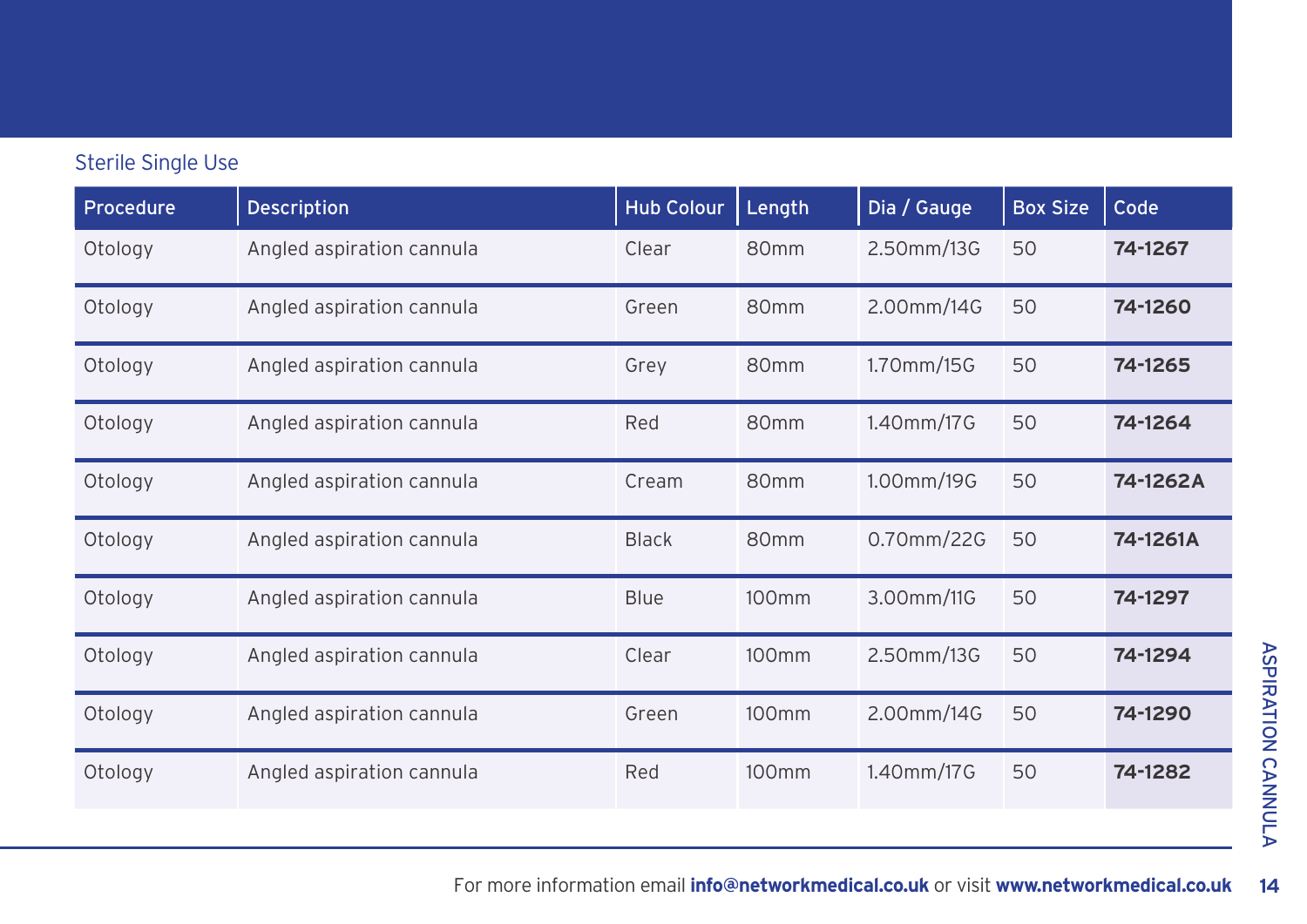Sterile Single Use

| Procedure | Description | Hub Colour | Length | Dia / Gauge | Box Size | Code |
|---|---|---|---|---|---|---|
| Otology | Angled aspiration cannula | Clear | 80mm | 2.50mm/13G | 50 | **74-1267** |
| Otology | Angled aspiration cannula | Green | 80mm | 2.00mm/14G | 50 | **74-1260** |
| Otology | Angled aspiration cannula | Grey | 80mm | 1.70mm/15G | 50 | **74-1265** |
| Otology | Angled aspiration cannula | Red | 80mm | 1.40mm/17G | 50 | **74-1264** |
| Otology | Angled aspiration cannula | Cream | 80mm | 1.00mm/19G | 50 | **74-1262A** |
| Otology | Angled aspiration cannula | Black | 80mm | 0.70mm/22G | 50 | **74-1261A** |
| Otology | Angled aspiration cannula | Blue | 100mm | 3.00mm/11G | 50 | **74-1297** |
| Otology | Angled aspiration cannula | Clear | 100mm | 2.50mm/13G | 50 | **74-1294** |
| Otology | Angled aspiration cannula | Green | 100mm | 2.00mm/14G | 50 | **74-1290** |
| Otology | Angled aspiration cannula | Red | 100mm | 1.40mm/17G | 50 | **74-1282** |

For more information email **info@networkmedical.co.uk** or visit **www.networkmedical.co.uk**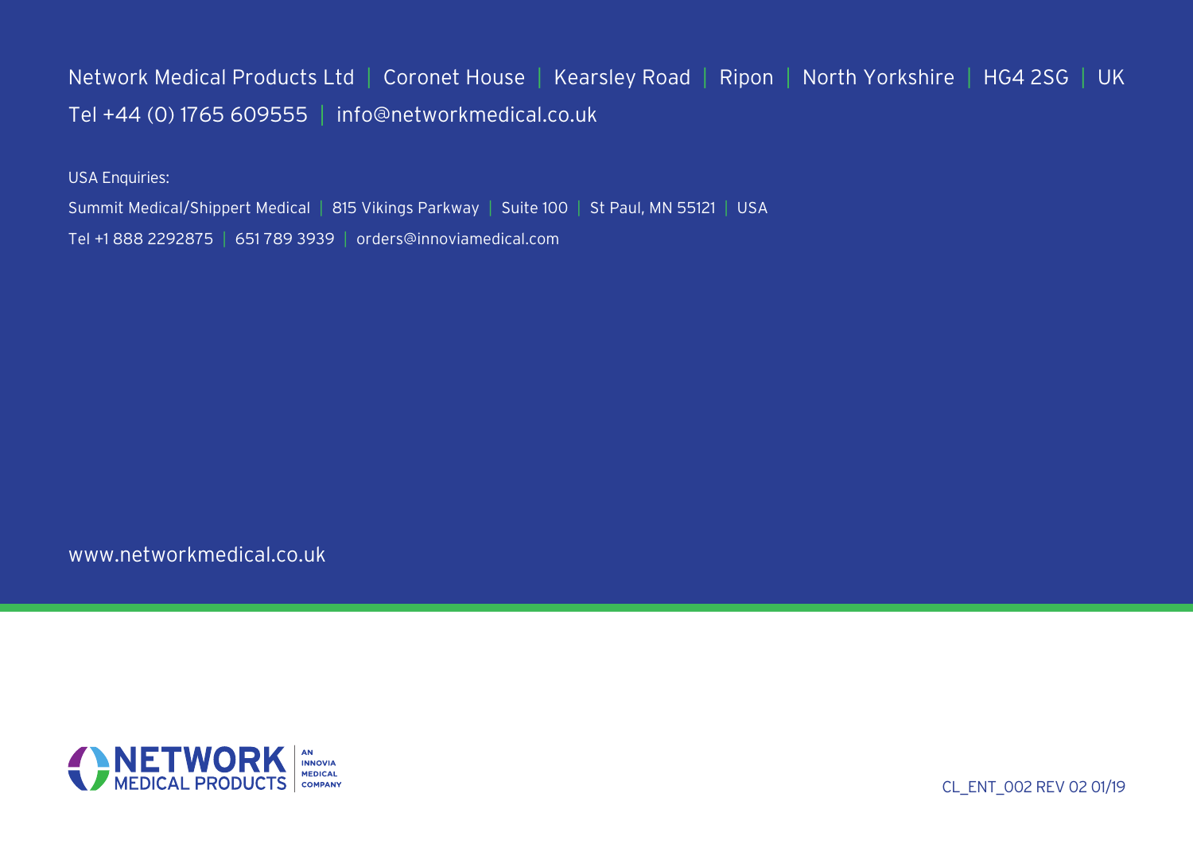Network Medical Products Ltd | Coronet House | Kearsley Road | Ripon | North Yorkshire | HG4 2SG | UK
Tel +44 (0) 1765 609555 | info@networkmedical.co.uk

USA Enquiries:

Summit Medical/Shippert Medical | 815 Vikings Parkway | Suite 100 | St Paul, MN 55121 | USA

Tel +1 888 2292875 | 651 789 3939 | orders@innoviamedical.com

www.networkmedical.co.uk

NETWORK MEDICAL PRODUCTS | AN INNOVIA MEDICAL COMPANY

CL_ENT_002 REV 02 01/19